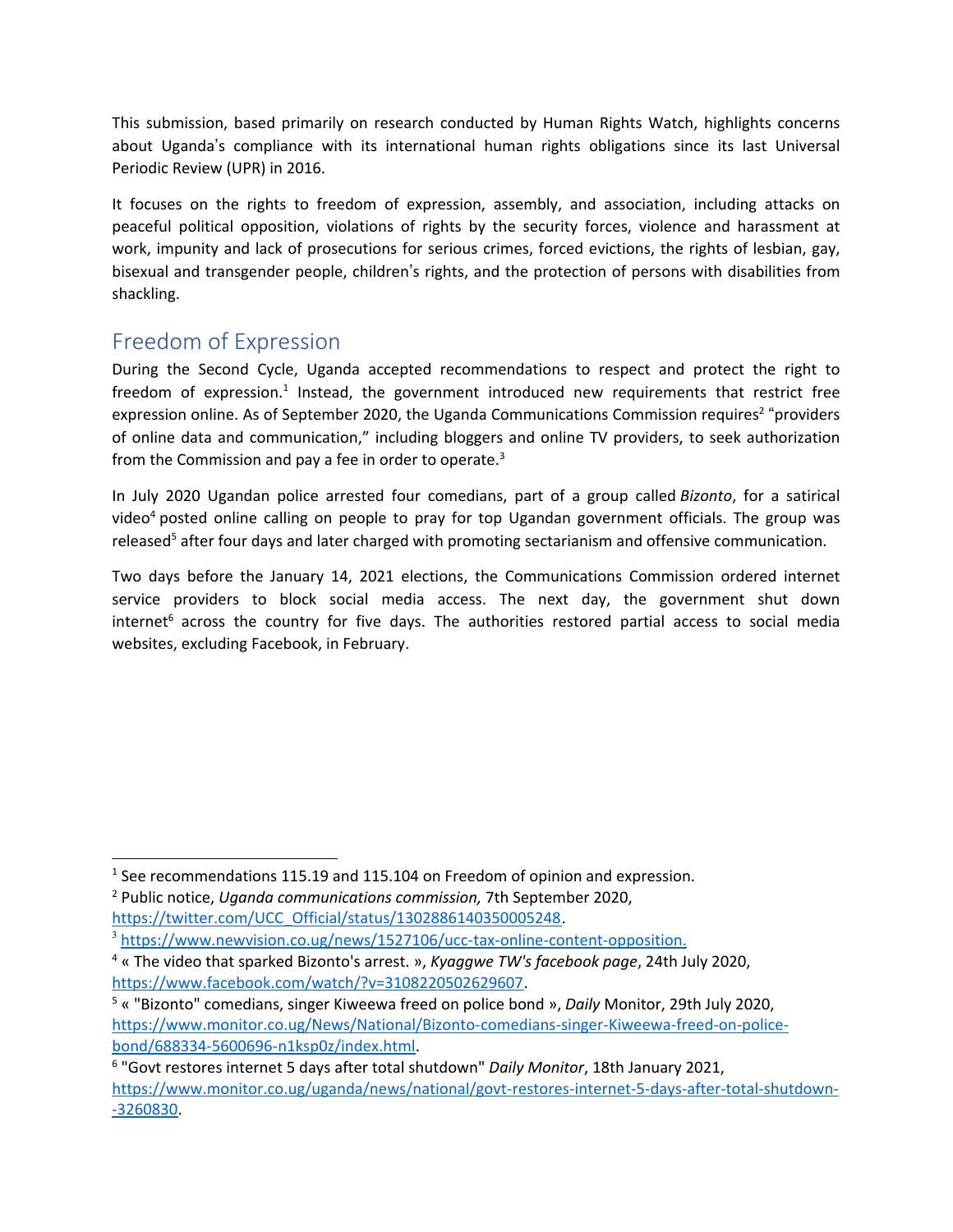This submission, based primarily on research conducted by Human Rights Watch, highlights concerns about Uganda's compliance with its international human rights obligations since its last Universal Periodic Review (UPR) in 2016.

It focuses on the rights to freedom of expression, assembly, and association, including attacks on peaceful political opposition, violations of rights by the security forces, violence and harassment at work, impunity and lack of prosecutions for serious crimes, forced evictions, the rights of lesbian, gay, bisexual and transgender people, children's rights, and the protection of persons with disabilities from shackling.

## Freedom of Expression

During the Second Cycle, Uganda accepted recommendations to respect and protect the right to freedom of expression.[1] Instead, the government introduced new requirements that restrict free expression online. As of September 2020, the Uganda Communications Commission requires[2] "providers of online data and communication," including bloggers and online TV providers, to seek authorization from the Commission and pay a fee in order to operate.[3]

In July 2020 Ugandan police arrested four comedians, part of a group called *Bizonto*, for a satirical video[4] posted online calling on people to pray for top Ugandan government officials. The group was released[5] after four days and later charged with promoting sectarianism and offensive communication.

Two days before the January 14, 2021 elections, the Communications Commission ordered internet service providers to block social media access. The next day, the government shut down internet[6] across the country for five days. The authorities restored partial access to social media websites, excluding Facebook, in February.

---

[1] See recommendations 115.19 and 115.104 on Freedom of opinion and expression.

[2] Public notice, *Uganda communications commission,* 7th September 2020, https://twitter.com/UCC_Official/status/1302886140350005248.

[3] https://www.newvision.co.ug/news/1527106/ucc-tax-online-content-opposition.

[4] « The video that sparked Bizonto's arrest. », *Kyaggwe TW's facebook page*, 24th July 2020, https://www.facebook.com/watch/?v=3108220502629607.

[5] « "Bizonto" comedians, singer Kiweewa freed on police bond », *Daily* Monitor, 29th July 2020, https://www.monitor.co.ug/News/National/Bizonto-comedians-singer-Kiweewa-freed-on-police-bond/688334-5600696-n1ksp0z/index.html.

[6] "Govt restores internet 5 days after total shutdown" *Daily Monitor*, 18th January 2021, https://www.monitor.co.ug/uganda/news/national/govt-restores-internet-5-days-after-total-shutdown--3260830.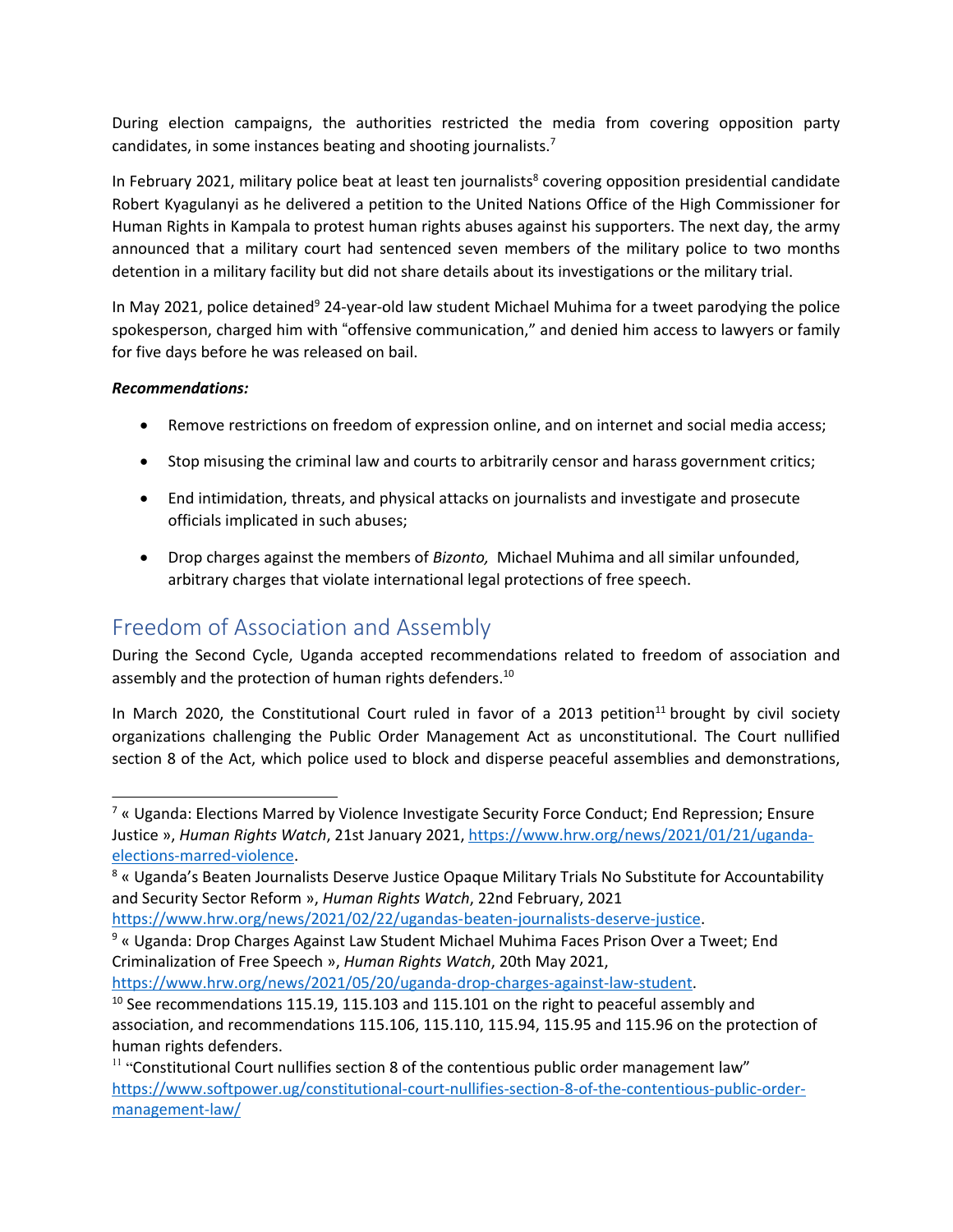During election campaigns, the authorities restricted the media from covering opposition party candidates, in some instances beating and shooting journalists.[7]

In February 2021, military police beat at least ten journalists[8] covering opposition presidential candidate Robert Kyagulanyi as he delivered a petition to the United Nations Office of the High Commissioner for Human Rights in Kampala to protest human rights abuses against his supporters. The next day, the army announced that a military court had sentenced seven members of the military police to two months detention in a military facility but did not share details about its investigations or the military trial.

In May 2021, police detained[9] 24-year-old law student Michael Muhima for a tweet parodying the police spokesperson, charged him with "offensive communication," and denied him access to lawyers or family for five days before he was released on bail.

***Recommendations:***

- Remove restrictions on freedom of expression online, and on internet and social media access;
- Stop misusing the criminal law and courts to arbitrarily censor and harass government critics;
- End intimidation, threats, and physical attacks on journalists and investigate and prosecute officials implicated in such abuses;
- Drop charges against the members of *Bizonto,* Michael Muhima and all similar unfounded, arbitrary charges that violate international legal protections of free speech.

## Freedom of Association and Assembly

During the Second Cycle, Uganda accepted recommendations related to freedom of association and assembly and the protection of human rights defenders.[10]

In March 2020, the Constitutional Court ruled in favor of a 2013 petition[11] brought by civil society organizations challenging the Public Order Management Act as unconstitutional. The Court nullified section 8 of the Act, which police used to block and disperse peaceful assemblies and demonstrations,

---

[7] « Uganda: Elections Marred by Violence Investigate Security Force Conduct; End Repression; Ensure Justice », *Human Rights Watch*, 21st January 2021, https://www.hrw.org/news/2021/01/21/uganda-elections-marred-violence.

[8] « Uganda's Beaten Journalists Deserve Justice Opaque Military Trials No Substitute for Accountability and Security Sector Reform », *Human Rights Watch*, 22nd February, 2021 https://www.hrw.org/news/2021/02/22/ugandas-beaten-journalists-deserve-justice.

[9] « Uganda: Drop Charges Against Law Student Michael Muhima Faces Prison Over a Tweet; End Criminalization of Free Speech », *Human Rights Watch*, 20th May 2021, https://www.hrw.org/news/2021/05/20/uganda-drop-charges-against-law-student.

[10] See recommendations 115.19, 115.103 and 115.101 on the right to peaceful assembly and association, and recommendations 115.106, 115.110, 115.94, 115.95 and 115.96 on the protection of human rights defenders.

[11] "Constitutional Court nullifies section 8 of the contentious public order management law" https://www.softpower.ug/constitutional-court-nullifies-section-8-of-the-contentious-public-order-management-law/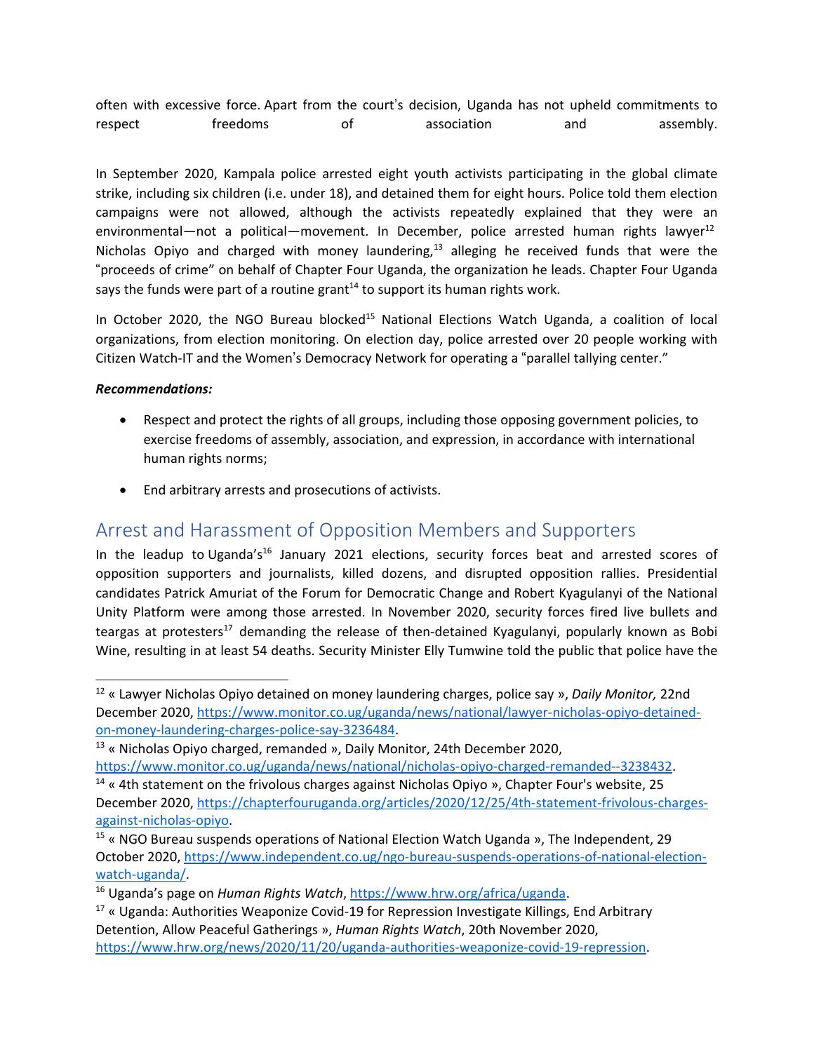often with excessive force. Apart from the court's decision, Uganda has not upheld commitments to respect freedoms of association and assembly.

In September 2020, Kampala police arrested eight youth activists participating in the global climate strike, including six children (i.e. under 18), and detained them for eight hours. Police told them election campaigns were not allowed, although the activists repeatedly explained that they were an environmental—not a political—movement. In December, police arrested human rights lawyer[12] Nicholas Opiyo and charged with money laundering,[13] alleging he received funds that were the "proceeds of crime" on behalf of Chapter Four Uganda, the organization he leads. Chapter Four Uganda says the funds were part of a routine grant[14] to support its human rights work.

In October 2020, the NGO Bureau blocked[15] National Elections Watch Uganda, a coalition of local organizations, from election monitoring. On election day, police arrested over 20 people working with Citizen Watch-IT and the Women's Democracy Network for operating a "parallel tallying center."

***Recommendations:***

- Respect and protect the rights of all groups, including those opposing government policies, to exercise freedoms of assembly, association, and expression, in accordance with international human rights norms;
- End arbitrary arrests and prosecutions of activists.

## Arrest and Harassment of Opposition Members and Supporters

In the leadup to Uganda's[16] January 2021 elections, security forces beat and arrested scores of opposition supporters and journalists, killed dozens, and disrupted opposition rallies. Presidential candidates Patrick Amuriat of the Forum for Democratic Change and Robert Kyagulanyi of the National Unity Platform were among those arrested. In November 2020, security forces fired live bullets and teargas at protesters[17] demanding the release of then-detained Kyagulanyi, popularly known as Bobi Wine, resulting in at least 54 deaths. Security Minister Elly Tumwine told the public that police have the

---

[12] « Lawyer Nicholas Opiyo detained on money laundering charges, police say », *Daily Monitor,* 22nd December 2020, https://www.monitor.co.ug/uganda/news/national/lawyer-nicholas-opiyo-detained-on-money-laundering-charges-police-say-3236484.

[13] « Nicholas Opiyo charged, remanded », Daily Monitor, 24th December 2020, https://www.monitor.co.ug/uganda/news/national/nicholas-opiyo-charged-remanded--3238432.

[14] « 4th statement on the frivolous charges against Nicholas Opiyo », Chapter Four's website, 25 December 2020, https://chapterfouruganda.org/articles/2020/12/25/4th-statement-frivolous-charges-against-nicholas-opiyo.

[15] « NGO Bureau suspends operations of National Election Watch Uganda », The Independent, 29 October 2020, https://www.independent.co.ug/ngo-bureau-suspends-operations-of-national-election-watch-uganda/.

[16] Uganda's page on *Human Rights Watch*, https://www.hrw.org/africa/uganda.

[17] « Uganda: Authorities Weaponize Covid-19 for Repression Investigate Killings, End Arbitrary Detention, Allow Peaceful Gatherings », *Human Rights Watch*, 20th November 2020, https://www.hrw.org/news/2020/11/20/uganda-authorities-weaponize-covid-19-repression.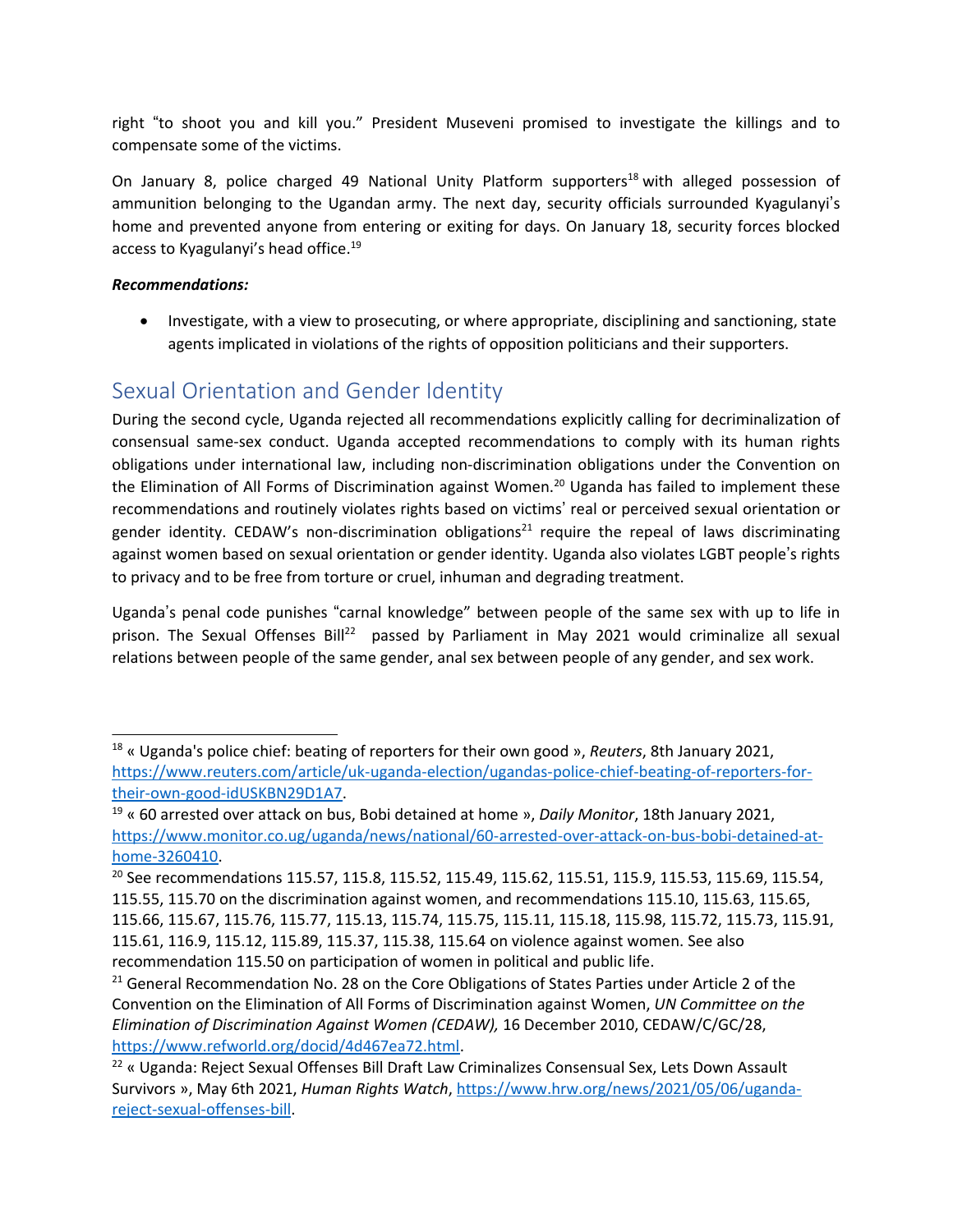right "to shoot you and kill you." President Museveni promised to investigate the killings and to compensate some of the victims.

On January 8, police charged 49 National Unity Platform supporters[18] with alleged possession of ammunition belonging to the Ugandan army. The next day, security officials surrounded Kyagulanyi's home and prevented anyone from entering or exiting for days. On January 18, security forces blocked access to Kyagulanyi's head office.[19]

***Recommendations:***

- Investigate, with a view to prosecuting, or where appropriate, disciplining and sanctioning, state agents implicated in violations of the rights of opposition politicians and their supporters.

## Sexual Orientation and Gender Identity

During the second cycle, Uganda rejected all recommendations explicitly calling for decriminalization of consensual same-sex conduct. Uganda accepted recommendations to comply with its human rights obligations under international law, including non-discrimination obligations under the Convention on the Elimination of All Forms of Discrimination against Women.[20] Uganda has failed to implement these recommendations and routinely violates rights based on victims' real or perceived sexual orientation or gender identity. CEDAW's non-discrimination obligations[21] require the repeal of laws discriminating against women based on sexual orientation or gender identity. Uganda also violates LGBT people's rights to privacy and to be free from torture or cruel, inhuman and degrading treatment.

Uganda's penal code punishes "carnal knowledge" between people of the same sex with up to life in prison. The Sexual Offenses Bill[22] passed by Parliament in May 2021 would criminalize all sexual relations between people of the same gender, anal sex between people of any gender, and sex work.

---

[18] « Uganda's police chief: beating of reporters for their own good », *Reuters*, 8th January 2021, https://www.reuters.com/article/uk-uganda-election/ugandas-police-chief-beating-of-reporters-for-their-own-good-idUSKBN29D1A7.

[19] « 60 arrested over attack on bus, Bobi detained at home », *Daily Monitor*, 18th January 2021, https://www.monitor.co.ug/uganda/news/national/60-arrested-over-attack-on-bus-bobi-detained-at-home-3260410.

[20] See recommendations 115.57, 115.8, 115.52, 115.49, 115.62, 115.51, 115.9, 115.53, 115.69, 115.54, 115.55, 115.70 on the discrimination against women, and recommendations 115.10, 115.63, 115.65, 115.66, 115.67, 115.76, 115.77, 115.13, 115.74, 115.75, 115.11, 115.18, 115.98, 115.72, 115.73, 115.91, 115.61, 116.9, 115.12, 115.89, 115.37, 115.38, 115.64 on violence against women. See also recommendation 115.50 on participation of women in political and public life.

[21] General Recommendation No. 28 on the Core Obligations of States Parties under Article 2 of the Convention on the Elimination of All Forms of Discrimination against Women, *UN Committee on the Elimination of Discrimination Against Women (CEDAW),* 16 December 2010, CEDAW/C/GC/28, https://www.refworld.org/docid/4d467ea72.html.

[22] « Uganda: Reject Sexual Offenses Bill Draft Law Criminalizes Consensual Sex, Lets Down Assault Survivors », May 6th 2021, *Human Rights Watch*, https://www.hrw.org/news/2021/05/06/uganda-reject-sexual-offenses-bill.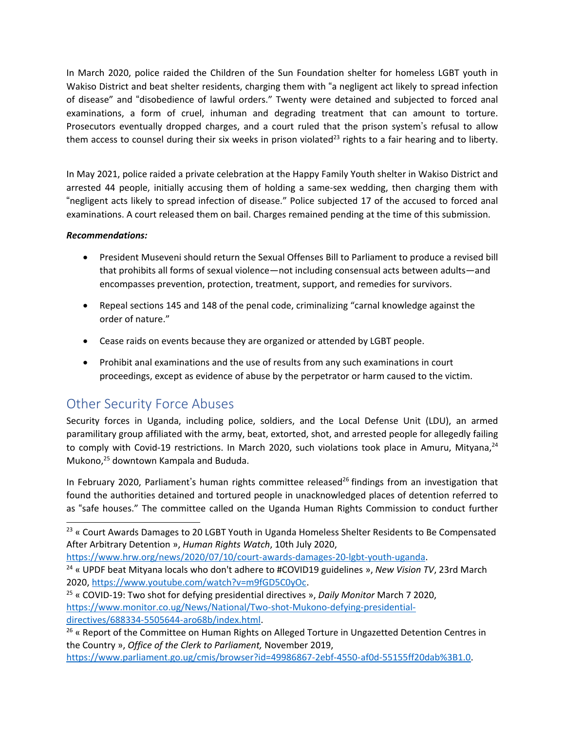In March 2020, police raided the Children of the Sun Foundation shelter for homeless LGBT youth in Wakiso District and beat shelter residents, charging them with "a negligent act likely to spread infection of disease" and "disobedience of lawful orders." Twenty were detained and subjected to forced anal examinations, a form of cruel, inhuman and degrading treatment that can amount to torture. Prosecutors eventually dropped charges, and a court ruled that the prison system's refusal to allow them access to counsel during their six weeks in prison violated[23] rights to a fair hearing and to liberty.

In May 2021, police raided a private celebration at the Happy Family Youth shelter in Wakiso District and arrested 44 people, initially accusing them of holding a same-sex wedding, then charging them with "negligent acts likely to spread infection of disease." Police subjected 17 of the accused to forced anal examinations. A court released them on bail. Charges remained pending at the time of this submission.

***Recommendations:***

- President Museveni should return the Sexual Offenses Bill to Parliament to produce a revised bill that prohibits all forms of sexual violence—not including consensual acts between adults—and encompasses prevention, protection, treatment, support, and remedies for survivors.
- Repeal sections 145 and 148 of the penal code, criminalizing "carnal knowledge against the order of nature."
- Cease raids on events because they are organized or attended by LGBT people.
- Prohibit anal examinations and the use of results from any such examinations in court proceedings, except as evidence of abuse by the perpetrator or harm caused to the victim.

## Other Security Force Abuses

Security forces in Uganda, including police, soldiers, and the Local Defense Unit (LDU), an armed paramilitary group affiliated with the army, beat, extorted, shot, and arrested people for allegedly failing to comply with Covid-19 restrictions. In March 2020, such violations took place in Amuru, Mityana,[24] Mukono,[25] downtown Kampala and Bududa.

In February 2020, Parliament's human rights committee released[26] findings from an investigation that found the authorities detained and tortured people in unacknowledged places of detention referred to as "safe houses." The committee called on the Uganda Human Rights Commission to conduct further

---

[23] « Court Awards Damages to 20 LGBT Youth in Uganda Homeless Shelter Residents to Be Compensated After Arbitrary Detention », *Human Rights Watch*, 10th July 2020, https://www.hrw.org/news/2020/07/10/court-awards-damages-20-lgbt-youth-uganda.

[24] « UPDF beat Mityana locals who don't adhere to #COVID19 guidelines », *New Vision TV*, 23rd March 2020, https://www.youtube.com/watch?v=m9fGD5C0yOc.

[25] « COVID-19: Two shot for defying presidential directives », *Daily Monitor* March 7 2020, https://www.monitor.co.ug/News/National/Two-shot-Mukono-defying-presidential-directives/688334-5505644-aro68b/index.html.

[26] « Report of the Committee on Human Rights on Alleged Torture in Ungazetted Detention Centres in the Country », *Office of the Clerk to Parliament,* November 2019, https://www.parliament.go.ug/cmis/browser?id=49986867-2ebf-4550-af0d-55155ff20dab%3B1.0.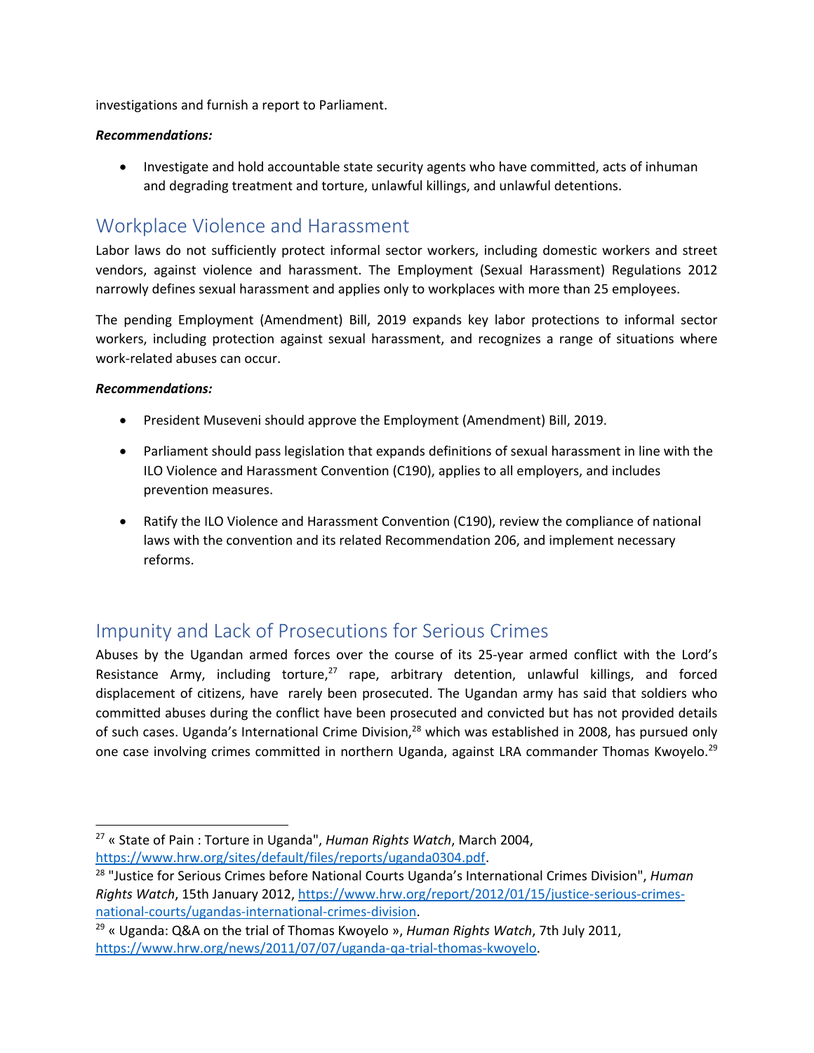investigations and furnish a report to Parliament.

***Recommendations:***

- Investigate and hold accountable state security agents who have committed, acts of inhuman and degrading treatment and torture, unlawful killings, and unlawful detentions.

## Workplace Violence and Harassment

Labor laws do not sufficiently protect informal sector workers, including domestic workers and street vendors, against violence and harassment. The Employment (Sexual Harassment) Regulations 2012 narrowly defines sexual harassment and applies only to workplaces with more than 25 employees.

The pending Employment (Amendment) Bill, 2019 expands key labor protections to informal sector workers, including protection against sexual harassment, and recognizes a range of situations where work-related abuses can occur.

***Recommendations:***

- President Museveni should approve the Employment (Amendment) Bill, 2019.
- Parliament should pass legislation that expands definitions of sexual harassment in line with the ILO Violence and Harassment Convention (C190), applies to all employers, and includes prevention measures.
- Ratify the ILO Violence and Harassment Convention (C190), review the compliance of national laws with the convention and its related Recommendation 206, and implement necessary reforms.

## Impunity and Lack of Prosecutions for Serious Crimes

Abuses by the Ugandan armed forces over the course of its 25-year armed conflict with the Lord's Resistance Army, including torture,[27] rape, arbitrary detention, unlawful killings, and forced displacement of citizens, have rarely been prosecuted. The Ugandan army has said that soldiers who committed abuses during the conflict have been prosecuted and convicted but has not provided details of such cases. Uganda's International Crime Division,[28] which was established in 2008, has pursued only one case involving crimes committed in northern Uganda, against LRA commander Thomas Kwoyelo.[29]

---

[27] « State of Pain : Torture in Uganda", *Human Rights Watch*, March 2004, https://www.hrw.org/sites/default/files/reports/uganda0304.pdf.

[28] "Justice for Serious Crimes before National Courts Uganda's International Crimes Division", *Human Rights Watch*, 15th January 2012, https://www.hrw.org/report/2012/01/15/justice-serious-crimes-national-courts/ugandas-international-crimes-division.

[29] « Uganda: Q&A on the trial of Thomas Kwoyelo », *Human Rights Watch*, 7th July 2011, https://www.hrw.org/news/2011/07/07/uganda-qa-trial-thomas-kwoyelo.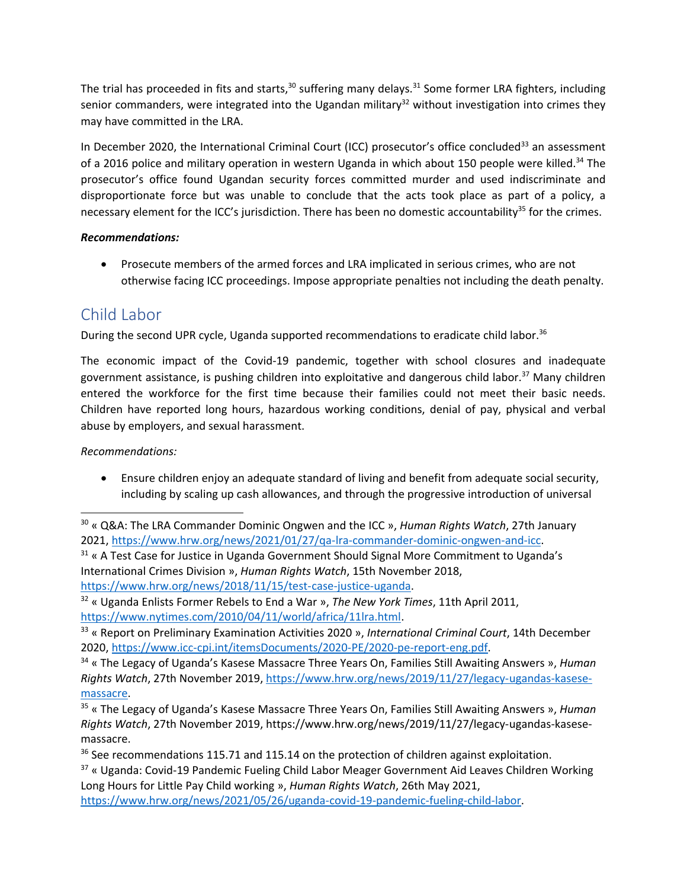The trial has proceeded in fits and starts,[30] suffering many delays.[31] Some former LRA fighters, including senior commanders, were integrated into the Ugandan military[32] without investigation into crimes they may have committed in the LRA.

In December 2020, the International Criminal Court (ICC) prosecutor's office concluded[33] an assessment of a 2016 police and military operation in western Uganda in which about 150 people were killed.[34] The prosecutor's office found Ugandan security forces committed murder and used indiscriminate and disproportionate force but was unable to conclude that the acts took place as part of a policy, a necessary element for the ICC's jurisdiction. There has been no domestic accountability[35] for the crimes.

***Recommendations:***

- Prosecute members of the armed forces and LRA implicated in serious crimes, who are not otherwise facing ICC proceedings. Impose appropriate penalties not including the death penalty.

## Child Labor

During the second UPR cycle, Uganda supported recommendations to eradicate child labor.[36]

The economic impact of the Covid-19 pandemic, together with school closures and inadequate government assistance, is pushing children into exploitative and dangerous child labor.[37] Many children entered the workforce for the first time because their families could not meet their basic needs. Children have reported long hours, hazardous working conditions, denial of pay, physical and verbal abuse by employers, and sexual harassment.

*Recommendations:*

- Ensure children enjoy an adequate standard of living and benefit from adequate social security, including by scaling up cash allowances, and through the progressive introduction of universal

---

[30] « Q&A: The LRA Commander Dominic Ongwen and the ICC », *Human Rights Watch*, 27th January 2021, https://www.hrw.org/news/2021/01/27/qa-lra-commander-dominic-ongwen-and-icc.

[31] « A Test Case for Justice in Uganda Government Should Signal More Commitment to Uganda's International Crimes Division », *Human Rights Watch*, 15th November 2018, https://www.hrw.org/news/2018/11/15/test-case-justice-uganda.

[32] « Uganda Enlists Former Rebels to End a War », *The New York Times*, 11th April 2011, https://www.nytimes.com/2010/04/11/world/africa/11lra.html.

[33] « Report on Preliminary Examination Activities 2020 », *International Criminal Court*, 14th December 2020, https://www.icc-cpi.int/itemsDocuments/2020-PE/2020-pe-report-eng.pdf.

[34] « The Legacy of Uganda's Kasese Massacre Three Years On, Families Still Awaiting Answers », *Human Rights Watch*, 27th November 2019, https://www.hrw.org/news/2019/11/27/legacy-ugandas-kasese-massacre.

[35] « The Legacy of Uganda's Kasese Massacre Three Years On, Families Still Awaiting Answers », *Human Rights Watch*, 27th November 2019, https://www.hrw.org/news/2019/11/27/legacy-ugandas-kasese-massacre.

[36] See recommendations 115.71 and 115.14 on the protection of children against exploitation.

[37] « Uganda: Covid-19 Pandemic Fueling Child Labor Meager Government Aid Leaves Children Working Long Hours for Little Pay Child working », *Human Rights Watch*, 26th May 2021, https://www.hrw.org/news/2021/05/26/uganda-covid-19-pandemic-fueling-child-labor.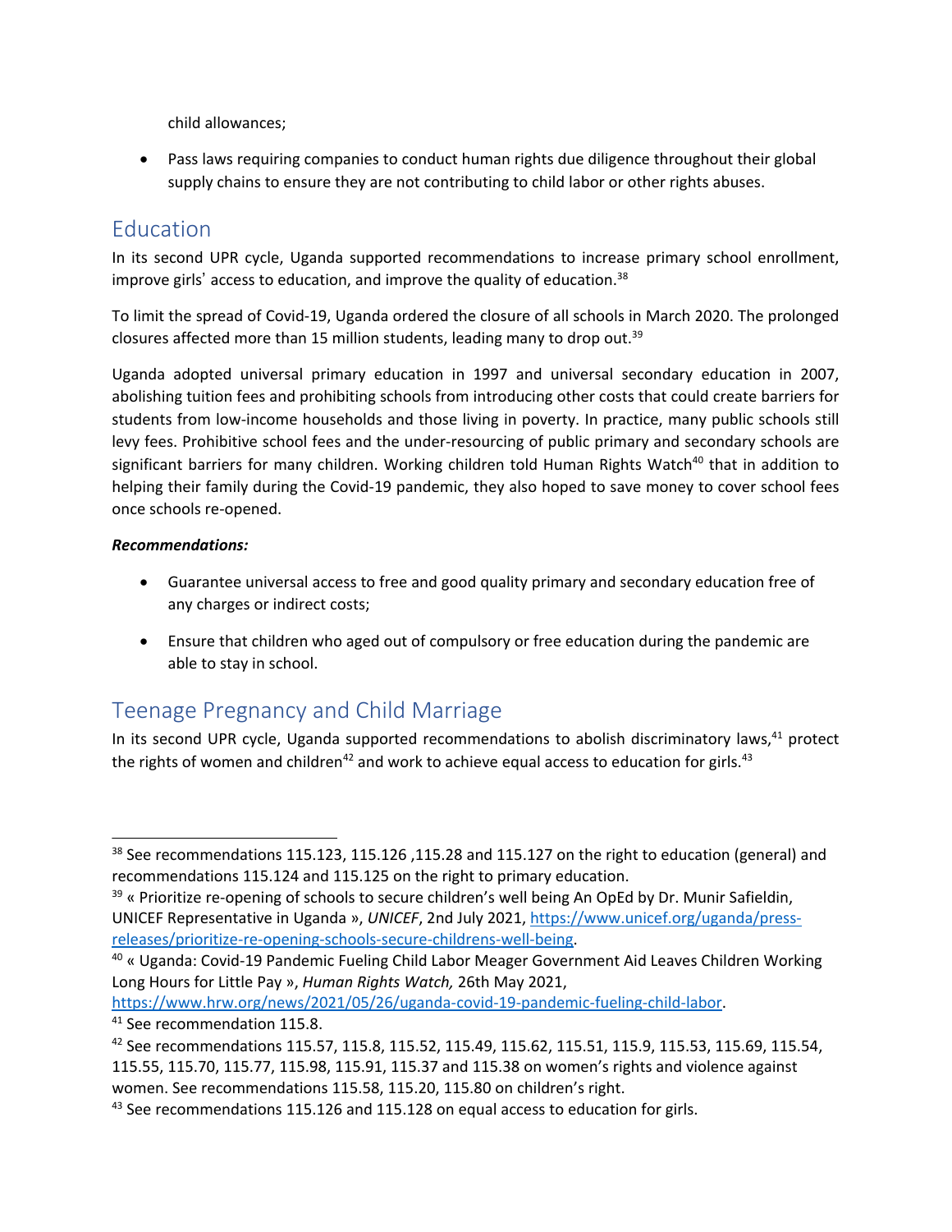child allowances;

- Pass laws requiring companies to conduct human rights due diligence throughout their global supply chains to ensure they are not contributing to child labor or other rights abuses.

## Education

In its second UPR cycle, Uganda supported recommendations to increase primary school enrollment, improve girls' access to education, and improve the quality of education.[38]

To limit the spread of Covid-19, Uganda ordered the closure of all schools in March 2020. The prolonged closures affected more than 15 million students, leading many to drop out.[39]

Uganda adopted universal primary education in 1997 and universal secondary education in 2007, abolishing tuition fees and prohibiting schools from introducing other costs that could create barriers for students from low-income households and those living in poverty. In practice, many public schools still levy fees. Prohibitive school fees and the under-resourcing of public primary and secondary schools are significant barriers for many children. Working children told Human Rights Watch[40] that in addition to helping their family during the Covid-19 pandemic, they also hoped to save money to cover school fees once schools re-opened.

***Recommendations:***

- Guarantee universal access to free and good quality primary and secondary education free of any charges or indirect costs;
- Ensure that children who aged out of compulsory or free education during the pandemic are able to stay in school.

## Teenage Pregnancy and Child Marriage

In its second UPR cycle, Uganda supported recommendations to abolish discriminatory laws,[41] protect the rights of women and children[42] and work to achieve equal access to education for girls.[43]

---

[38] See recommendations 115.123, 115.126 ,115.28 and 115.127 on the right to education (general) and recommendations 115.124 and 115.125 on the right to primary education.

[39] « Prioritize re-opening of schools to secure children's well being An OpEd by Dr. Munir Safieldin, UNICEF Representative in Uganda », *UNICEF*, 2nd July 2021, https://www.unicef.org/uganda/press-releases/prioritize-re-opening-schools-secure-childrens-well-being.

[40] « Uganda: Covid-19 Pandemic Fueling Child Labor Meager Government Aid Leaves Children Working Long Hours for Little Pay », *Human Rights Watch,* 26th May 2021, https://www.hrw.org/news/2021/05/26/uganda-covid-19-pandemic-fueling-child-labor.

[41] See recommendation 115.8.

[42] See recommendations 115.57, 115.8, 115.52, 115.49, 115.62, 115.51, 115.9, 115.53, 115.69, 115.54, 115.55, 115.70, 115.77, 115.98, 115.91, 115.37 and 115.38 on women's rights and violence against women. See recommendations 115.58, 115.20, 115.80 on children's right.

[43] See recommendations 115.126 and 115.128 on equal access to education for girls.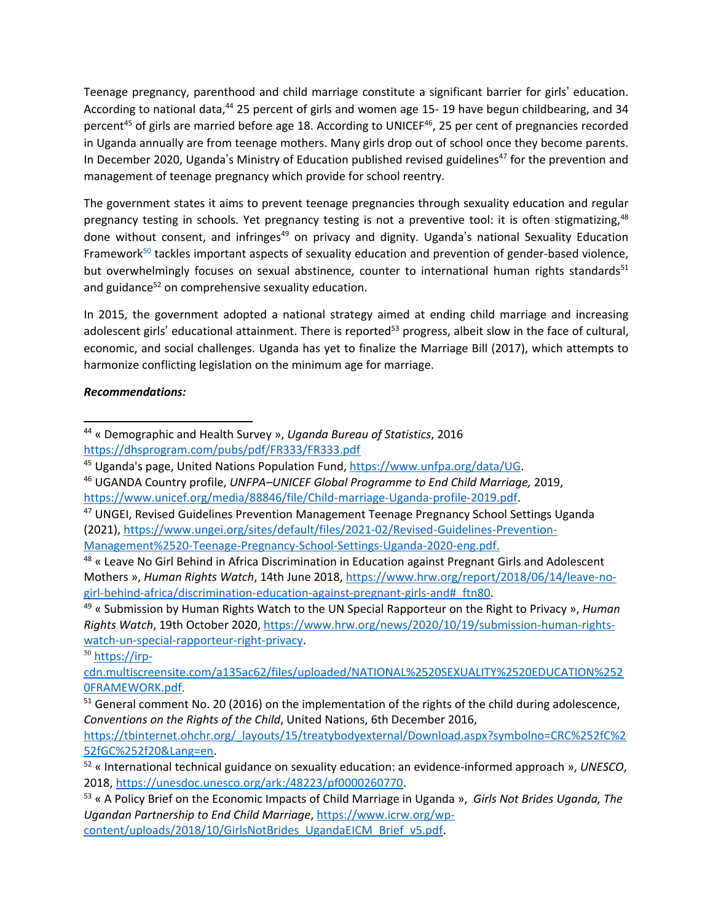Teenage pregnancy, parenthood and child marriage constitute a significant barrier for girls' education. According to national data,[44] 25 percent of girls and women age 15- 19 have begun childbearing, and 34 percent[45] of girls are married before age 18. According to UNICEF[46], 25 per cent of pregnancies recorded in Uganda annually are from teenage mothers. Many girls drop out of school once they become parents. In December 2020, Uganda's Ministry of Education published revised guidelines[47] for the prevention and management of teenage pregnancy which provide for school reentry.

The government states it aims to prevent teenage pregnancies through sexuality education and regular pregnancy testing in schools. Yet pregnancy testing is not a preventive tool: it is often stigmatizing,[48] done without consent, and infringes[49] on privacy and dignity. Uganda's national Sexuality Education Framework[50] tackles important aspects of sexuality education and prevention of gender-based violence, but overwhelmingly focuses on sexual abstinence, counter to international human rights standards[51] and guidance[52] on comprehensive sexuality education.

In 2015, the government adopted a national strategy aimed at ending child marriage and increasing adolescent girls' educational attainment. There is reported[53] progress, albeit slow in the face of cultural, economic, and social challenges. Uganda has yet to finalize the Marriage Bill (2017), which attempts to harmonize conflicting legislation on the minimum age for marriage.

***Recommendations:***

---

[44] « Demographic and Health Survey », *Uganda Bureau of Statistics*, 2016 https://dhsprogram.com/pubs/pdf/FR333/FR333.pdf

[45] Uganda's page, United Nations Population Fund, https://www.unfpa.org/data/UG.

[46] UGANDA Country profile, *UNFPA–UNICEF Global Programme to End Child Marriage,* 2019, https://www.unicef.org/media/88846/file/Child-marriage-Uganda-profile-2019.pdf.

[47] UNGEI, Revised Guidelines Prevention Management Teenage Pregnancy School Settings Uganda (2021), https://www.ungei.org/sites/default/files/2021-02/Revised-Guidelines-Prevention-Management%2520-Teenage-Pregnancy-School-Settings-Uganda-2020-eng.pdf.

[48] « Leave No Girl Behind in Africa Discrimination in Education against Pregnant Girls and Adolescent Mothers », *Human Rights Watch*, 14th June 2018, https://www.hrw.org/report/2018/06/14/leave-no-girl-behind-africa/discrimination-education-against-pregnant-girls-and#_ftn80.

[49] « Submission by Human Rights Watch to the UN Special Rapporteur on the Right to Privacy », *Human Rights Watch*, 19th October 2020, https://www.hrw.org/news/2020/10/19/submission-human-rights-watch-un-special-rapporteur-right-privacy.

[50] https://irp-cdn.multiscreensite.com/a135ac62/files/uploaded/NATIONAL%2520SEXUALITY%2520EDUCATION%2520FRAMEWORK.pdf.

[51] General comment No. 20 (2016) on the implementation of the rights of the child during adolescence, *Conventions on the Rights of the Child*, United Nations, 6th December 2016, https://tbinternet.ohchr.org/_layouts/15/treatybodyexternal/Download.aspx?symbolno=CRC%252fC%252fGC%252f20&Lang=en.

[52] « International technical guidance on sexuality education: an evidence-informed approach », *UNESCO*, 2018, https://unesdoc.unesco.org/ark:/48223/pf0000260770.

[53] « A Policy Brief on the Economic Impacts of Child Marriage in Uganda », *Girls Not Brides Uganda, The Ugandan Partnership to End Child Marriage*, https://www.icrw.org/wp-content/uploads/2018/10/GirlsNotBrides_UgandaEICM_Brief_v5.pdf.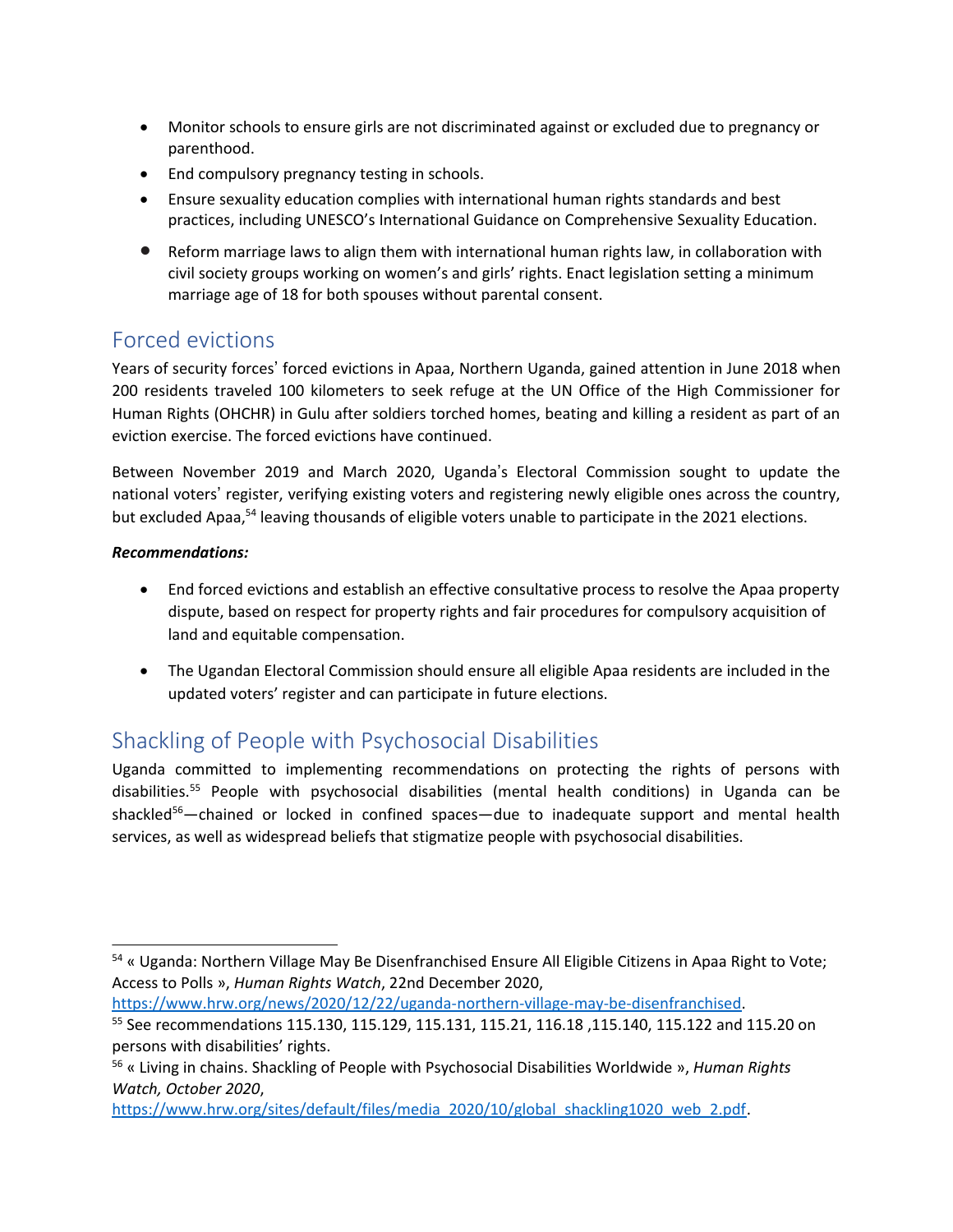- Monitor schools to ensure girls are not discriminated against or excluded due to pregnancy or parenthood.
- End compulsory pregnancy testing in schools.
- Ensure sexuality education complies with international human rights standards and best practices, including UNESCO's International Guidance on Comprehensive Sexuality Education.
- Reform marriage laws to align them with international human rights law, in collaboration with civil society groups working on women's and girls' rights. Enact legislation setting a minimum marriage age of 18 for both spouses without parental consent.

## Forced evictions

Years of security forces' forced evictions in Apaa, Northern Uganda, gained attention in June 2018 when 200 residents traveled 100 kilometers to seek refuge at the UN Office of the High Commissioner for Human Rights (OHCHR) in Gulu after soldiers torched homes, beating and killing a resident as part of an eviction exercise. The forced evictions have continued.

Between November 2019 and March 2020, Uganda's Electoral Commission sought to update the national voters' register, verifying existing voters and registering newly eligible ones across the country, but excluded Apaa,[54] leaving thousands of eligible voters unable to participate in the 2021 elections.

***Recommendations:***

- End forced evictions and establish an effective consultative process to resolve the Apaa property dispute, based on respect for property rights and fair procedures for compulsory acquisition of land and equitable compensation.
- The Ugandan Electoral Commission should ensure all eligible Apaa residents are included in the updated voters' register and can participate in future elections.

## Shackling of People with Psychosocial Disabilities

Uganda committed to implementing recommendations on protecting the rights of persons with disabilities.[55] People with psychosocial disabilities (mental health conditions) in Uganda can be shackled[56]—chained or locked in confined spaces—due to inadequate support and mental health services, as well as widespread beliefs that stigmatize people with psychosocial disabilities.

---

[54] « Uganda: Northern Village May Be Disenfranchised Ensure All Eligible Citizens in Apaa Right to Vote; Access to Polls », *Human Rights Watch*, 22nd December 2020, https://www.hrw.org/news/2020/12/22/uganda-northern-village-may-be-disenfranchised.

[55] See recommendations 115.130, 115.129, 115.131, 115.21, 116.18 ,115.140, 115.122 and 115.20 on persons with disabilities' rights.

[56] « Living in chains. Shackling of People with Psychosocial Disabilities Worldwide », *Human Rights Watch, October 2020*, https://www.hrw.org/sites/default/files/media_2020/10/global_shackling1020_web_2.pdf.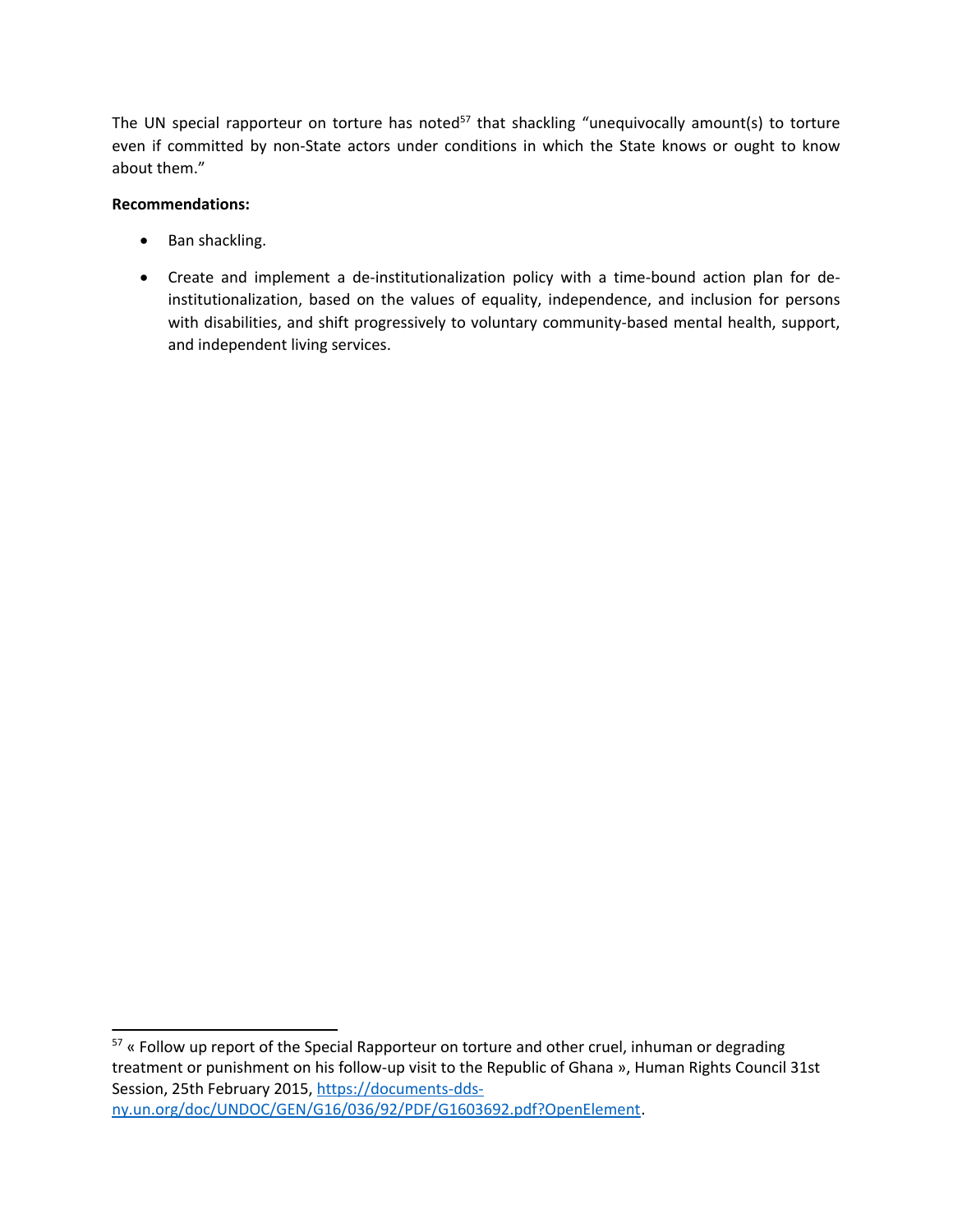The UN special rapporteur on torture has noted[57] that shackling “unequivocally amount(s) to torture even if committed by non-State actors under conditions in which the State knows or ought to know about them.”

**Recommendations:**

- Ban shackling.
- Create and implement a de-institutionalization policy with a time-bound action plan for de-institutionalization, based on the values of equality, independence, and inclusion for persons with disabilities, and shift progressively to voluntary community-based mental health, support, and independent living services.

---

[57] « Follow up report of the Special Rapporteur on torture and other cruel, inhuman or degrading treatment or punishment on his follow-up visit to the Republic of Ghana », Human Rights Council 31st Session, 25th February 2015, https://documents-dds-ny.un.org/doc/UNDOC/GEN/G16/036/92/PDF/G1603692.pdf?OpenElement.